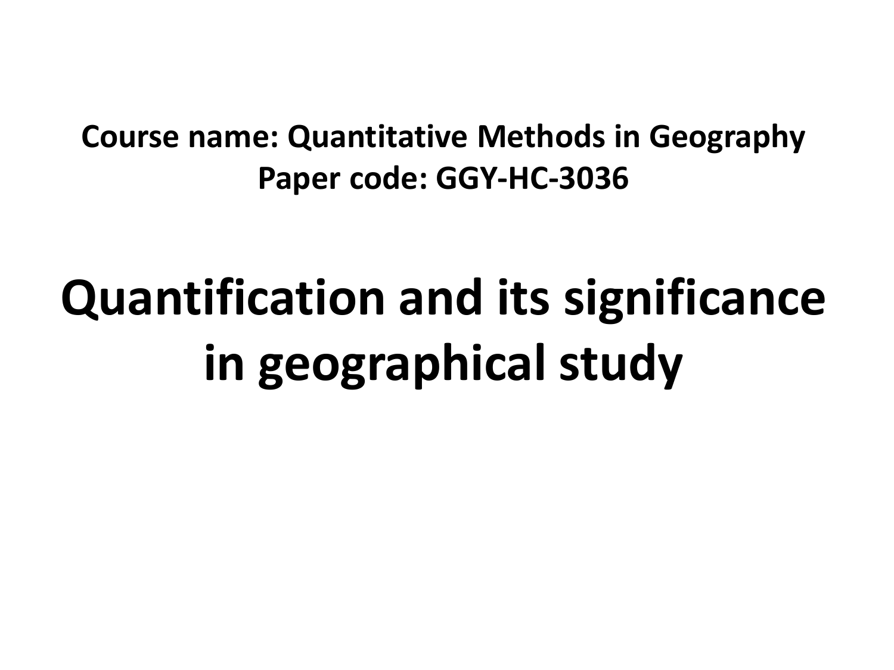**Course name: Quantitative Methods in Geography**
**Paper code: GGY-HC-3036**

# Quantification and its significance in geographical study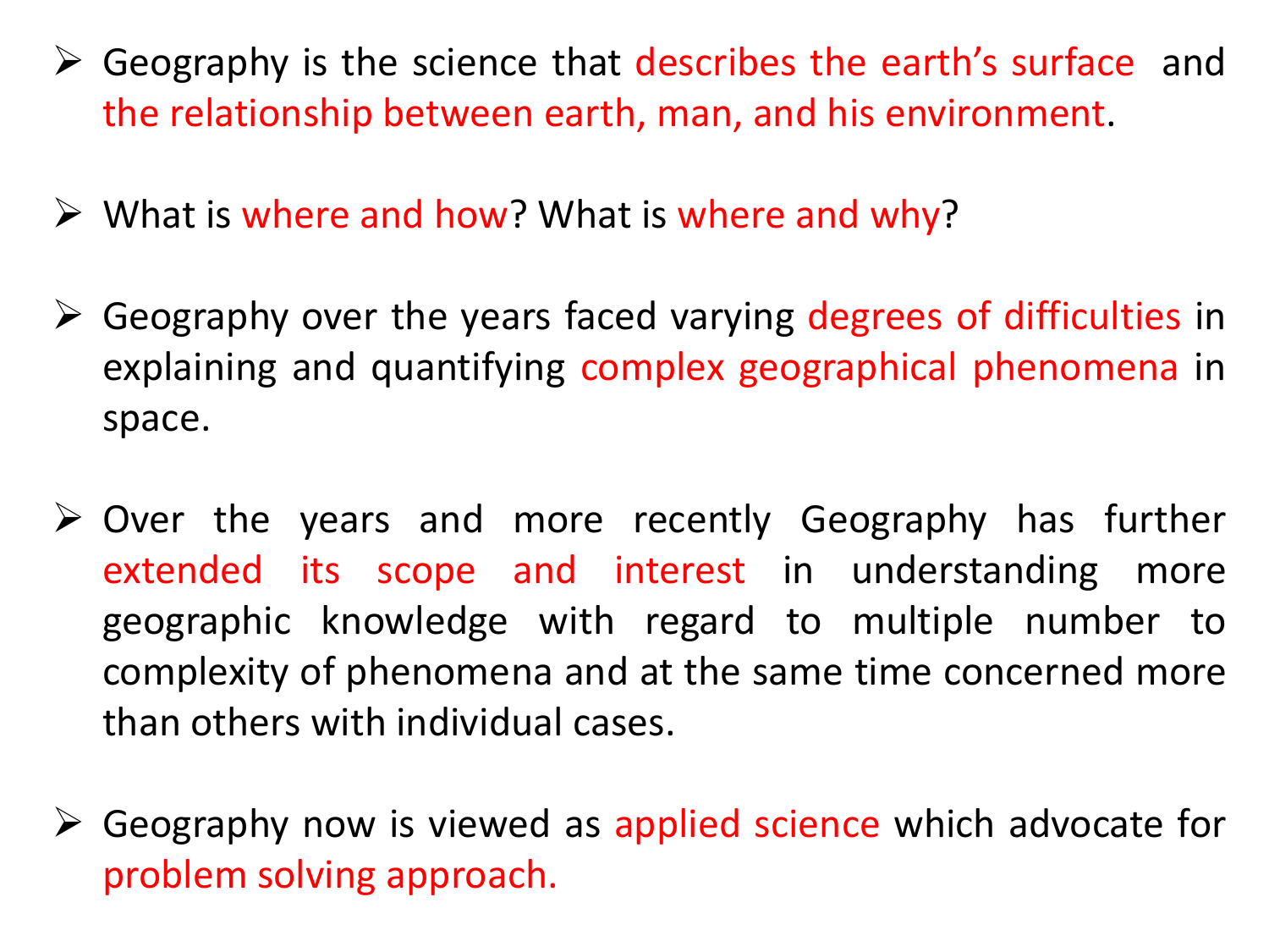- Geography is the science that describes the earth's surface and the relationship between earth, man, and his environment.

- What is where and how? What is where and why?

- Geography over the years faced varying degrees of difficulties in explaining and quantifying complex geographical phenomena in space.

- Over the years and more recently Geography has further extended its scope and interest in understanding more geographic knowledge with regard to multiple number to complexity of phenomena and at the same time concerned more than others with individual cases.

- Geography now is viewed as applied science which advocate for problem solving approach.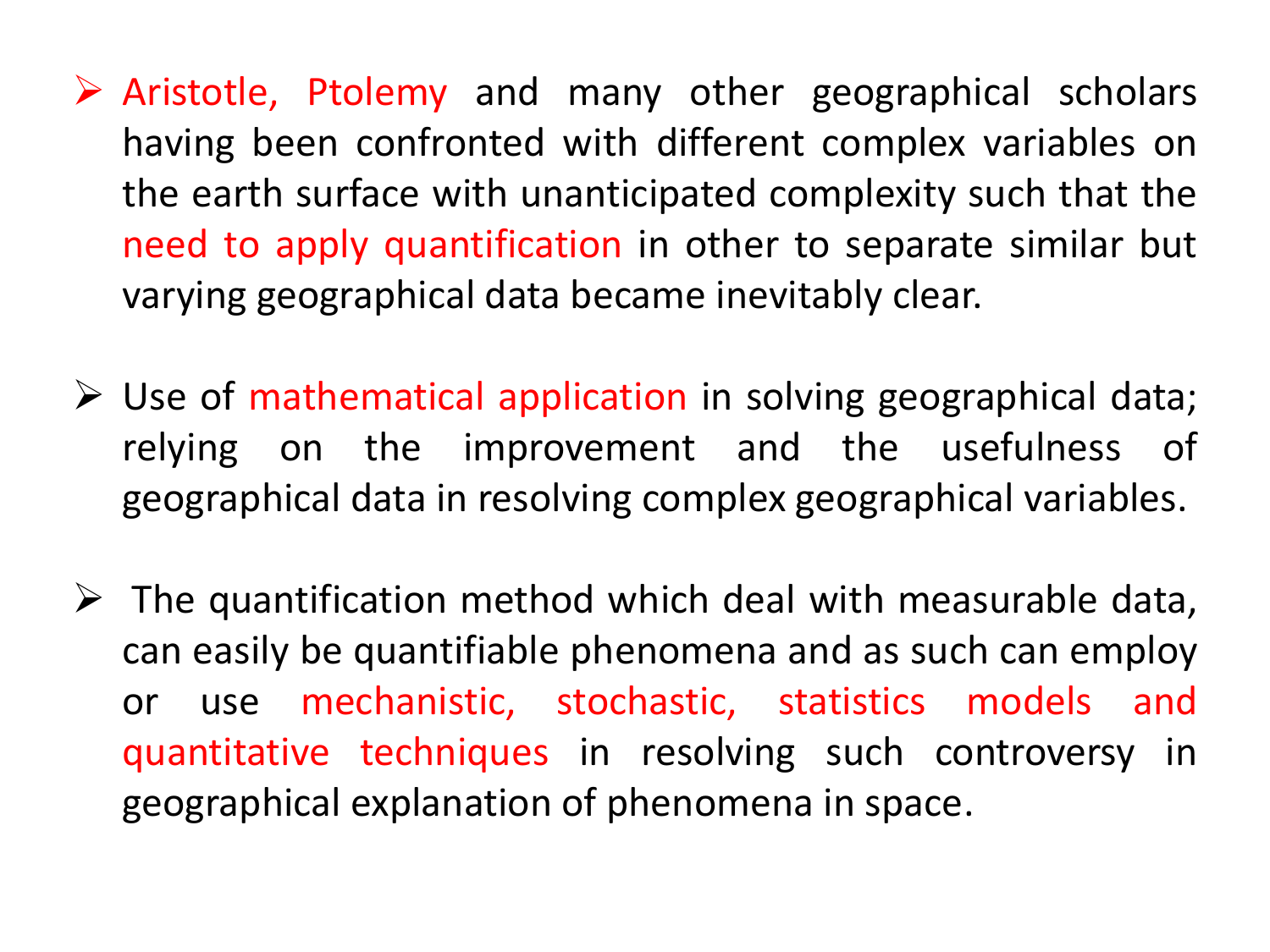- Aristotle, Ptolemy and many other geographical scholars having been confronted with different complex variables on the earth surface with unanticipated complexity such that the need to apply quantification in other to separate similar but varying geographical data became inevitably clear.

- Use of mathematical application in solving geographical data; relying on the improvement and the usefulness of geographical data in resolving complex geographical variables.

- The quantification method which deal with measurable data, can easily be quantifiable phenomena and as such can employ or use mechanistic, stochastic, statistics models and quantitative techniques in resolving such controversy in geographical explanation of phenomena in space.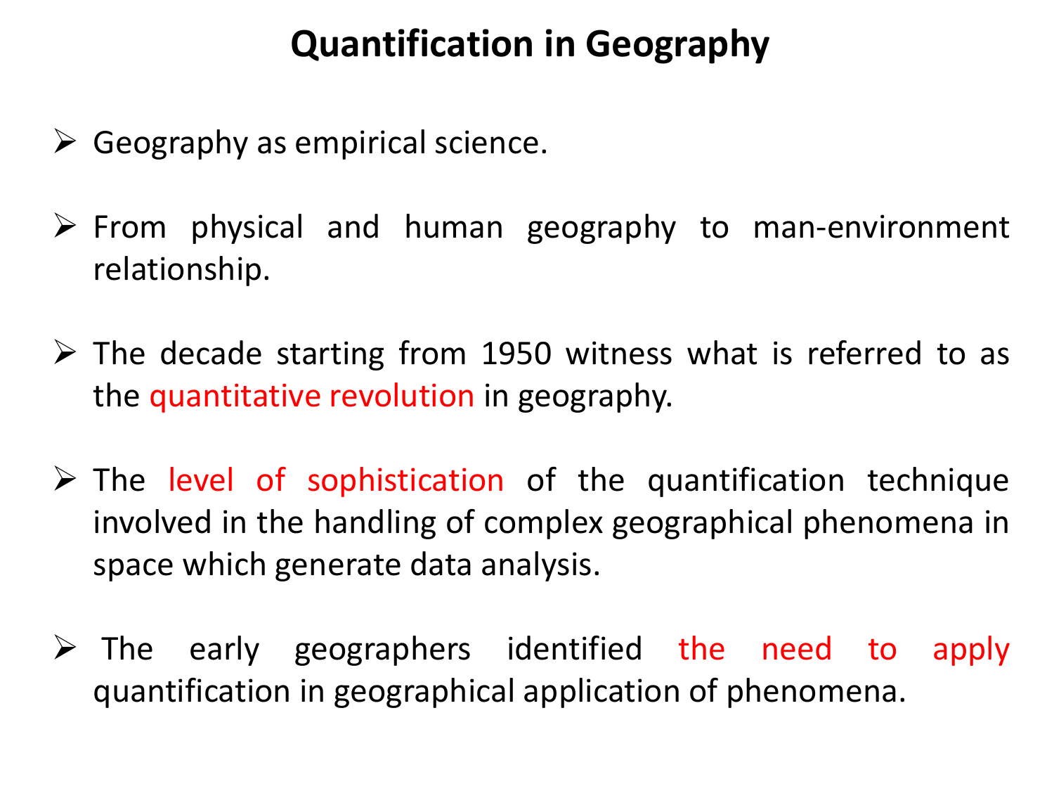# Quantification in Geography

- Geography as empirical science.
- From physical and human geography to man-environment relationship.
- The decade starting from 1950 witness what is referred to as the quantitative revolution in geography.
- The level of sophistication of the quantification technique involved in the handling of complex geographical phenomena in space which generate data analysis.
- The early geographers identified the need to apply quantification in geographical application of phenomena.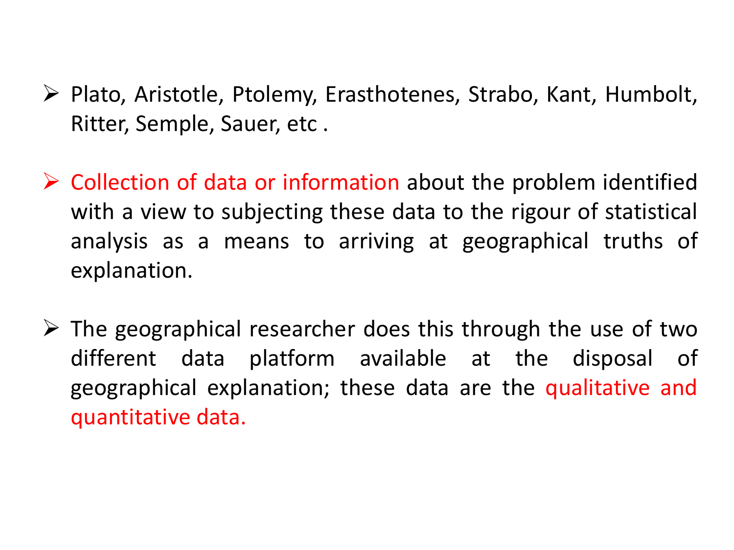- Plato, Aristotle, Ptolemy, Erasthotenes, Strabo, Kant, Humbolt, Ritter, Semple, Sauer, etc .

- Collection of data or information about the problem identified with a view to subjecting these data to the rigour of statistical analysis as a means to arriving at geographical truths of explanation.

- The geographical researcher does this through the use of two different data platform available at the disposal of geographical explanation; these data are the qualitative and quantitative data.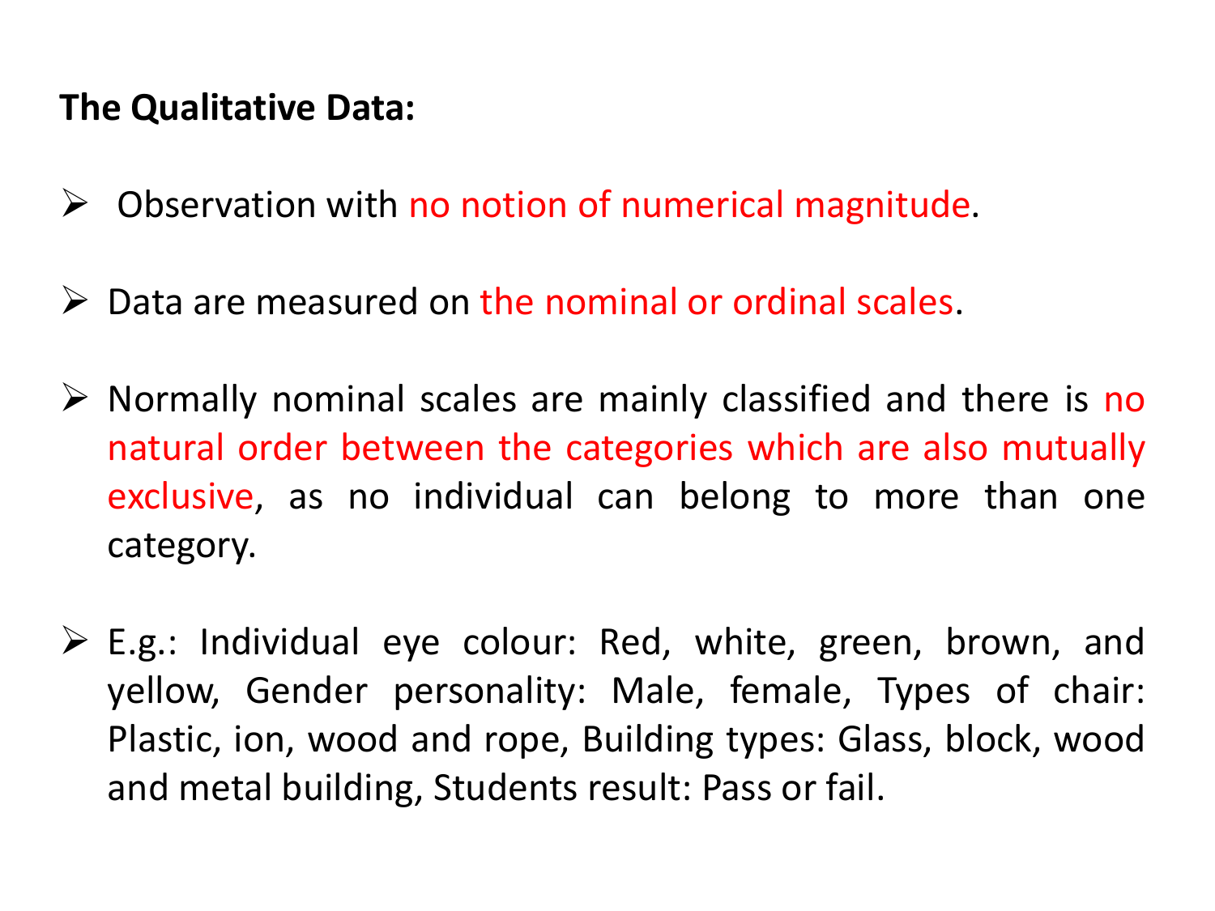**The Qualitative Data:**

- Observation with no notion of numerical magnitude.
- Data are measured on the nominal or ordinal scales.
- Normally nominal scales are mainly classified and there is no natural order between the categories which are also mutually exclusive, as no individual can belong to more than one category.
- E.g.: Individual eye colour: Red, white, green, brown, and yellow, Gender personality: Male, female, Types of chair: Plastic, ion, wood and rope, Building types: Glass, block, wood and metal building, Students result: Pass or fail.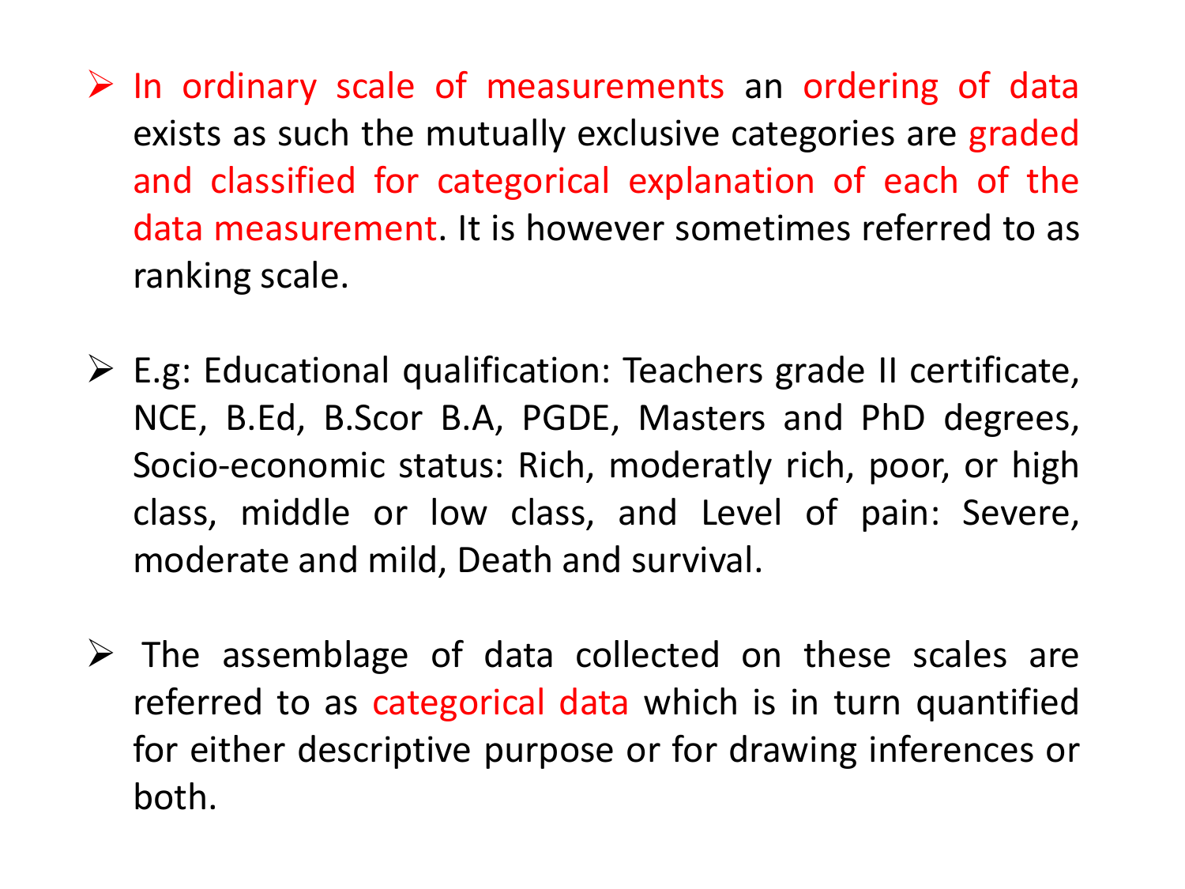- In ordinary scale of measurements an ordering of data exists as such the mutually exclusive categories are graded and classified for categorical explanation of each of the data measurement. It is however sometimes referred to as ranking scale.

- E.g: Educational qualification: Teachers grade II certificate, NCE, B.Ed, B.Scor B.A, PGDE, Masters and PhD degrees, Socio-economic status: Rich, moderatly rich, poor, or high class, middle or low class, and Level of pain: Severe, moderate and mild, Death and survival.

- The assemblage of data collected on these scales are referred to as categorical data which is in turn quantified for either descriptive purpose or for drawing inferences or both.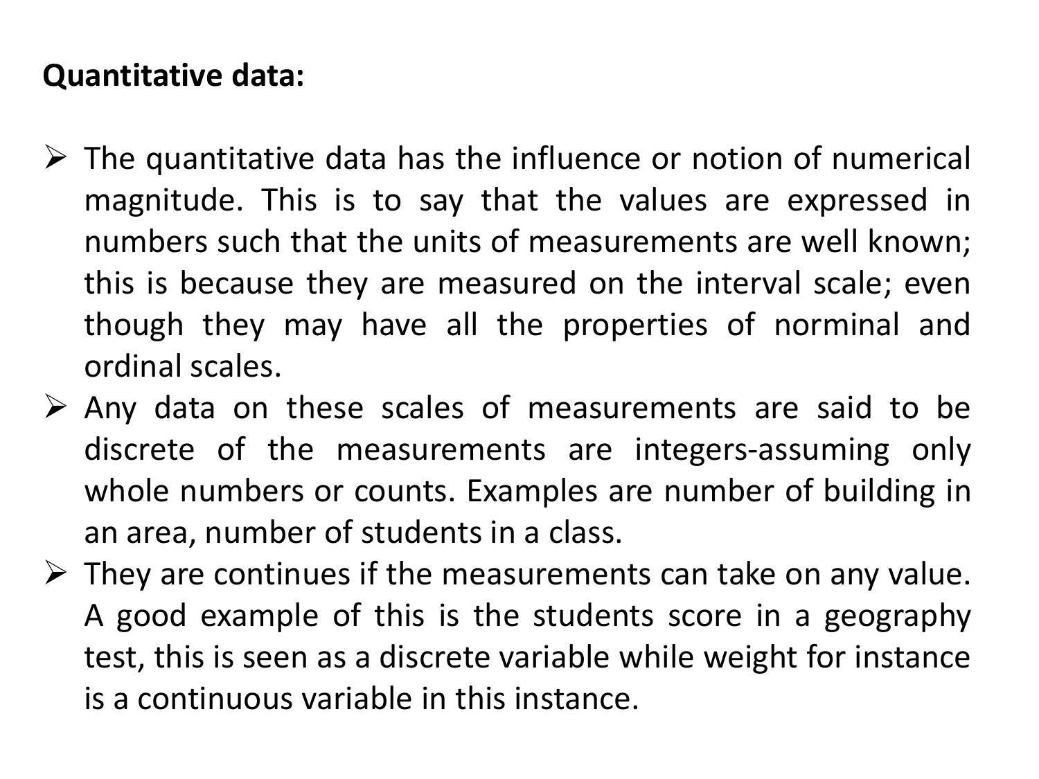**Quantitative data:**

- The quantitative data has the influence or notion of numerical magnitude. This is to say that the values are expressed in numbers such that the units of measurements are well known; this is because they are measured on the interval scale; even though they may have all the properties of norminal and ordinal scales.
- Any data on these scales of measurements are said to be discrete of the measurements are integers-assuming only whole numbers or counts. Examples are number of building in an area, number of students in a class.
- They are continues if the measurements can take on any value. A good example of this is the students score in a geography test, this is seen as a discrete variable while weight for instance is a continuous variable in this instance.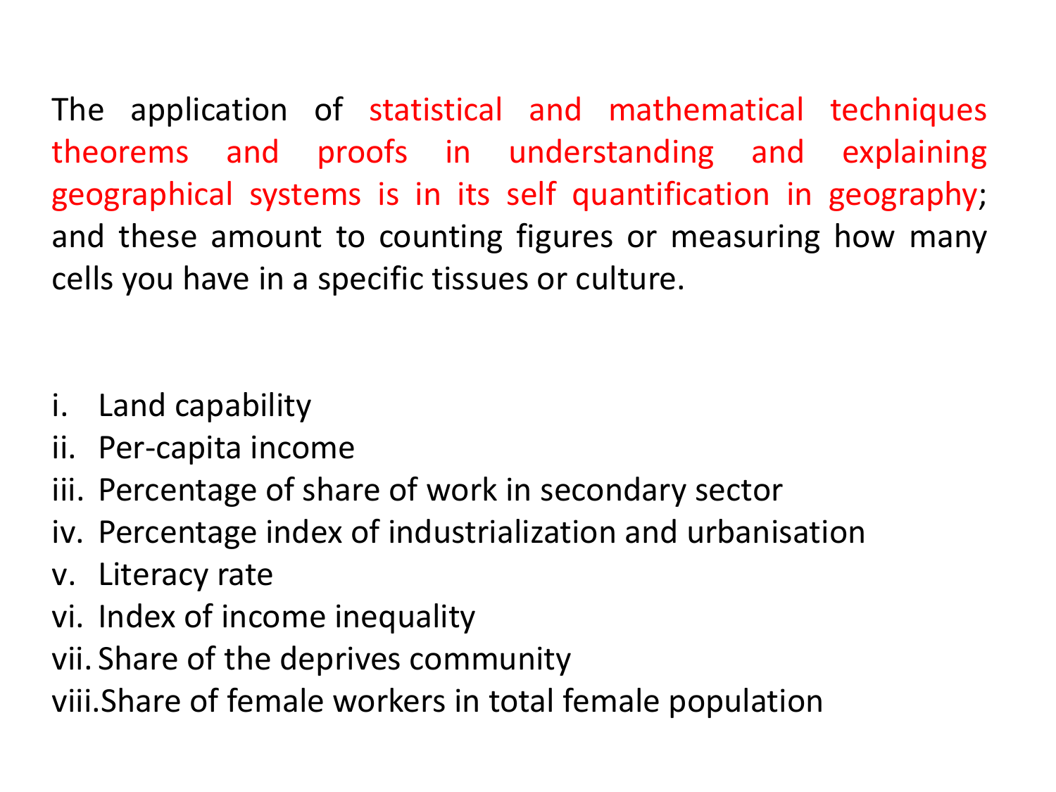The application of statistical and mathematical techniques theorems and proofs in understanding and explaining geographical systems is in its self quantification in geography; and these amount to counting figures or measuring how many cells you have in a specific tissues or culture.

i. Land capability
ii. Per-capita income
iii. Percentage of share of work in secondary sector
iv. Percentage index of industrialization and urbanisation
v. Literacy rate
vi. Index of income inequality
vii. Share of the deprives community
viii. Share of female workers in total female population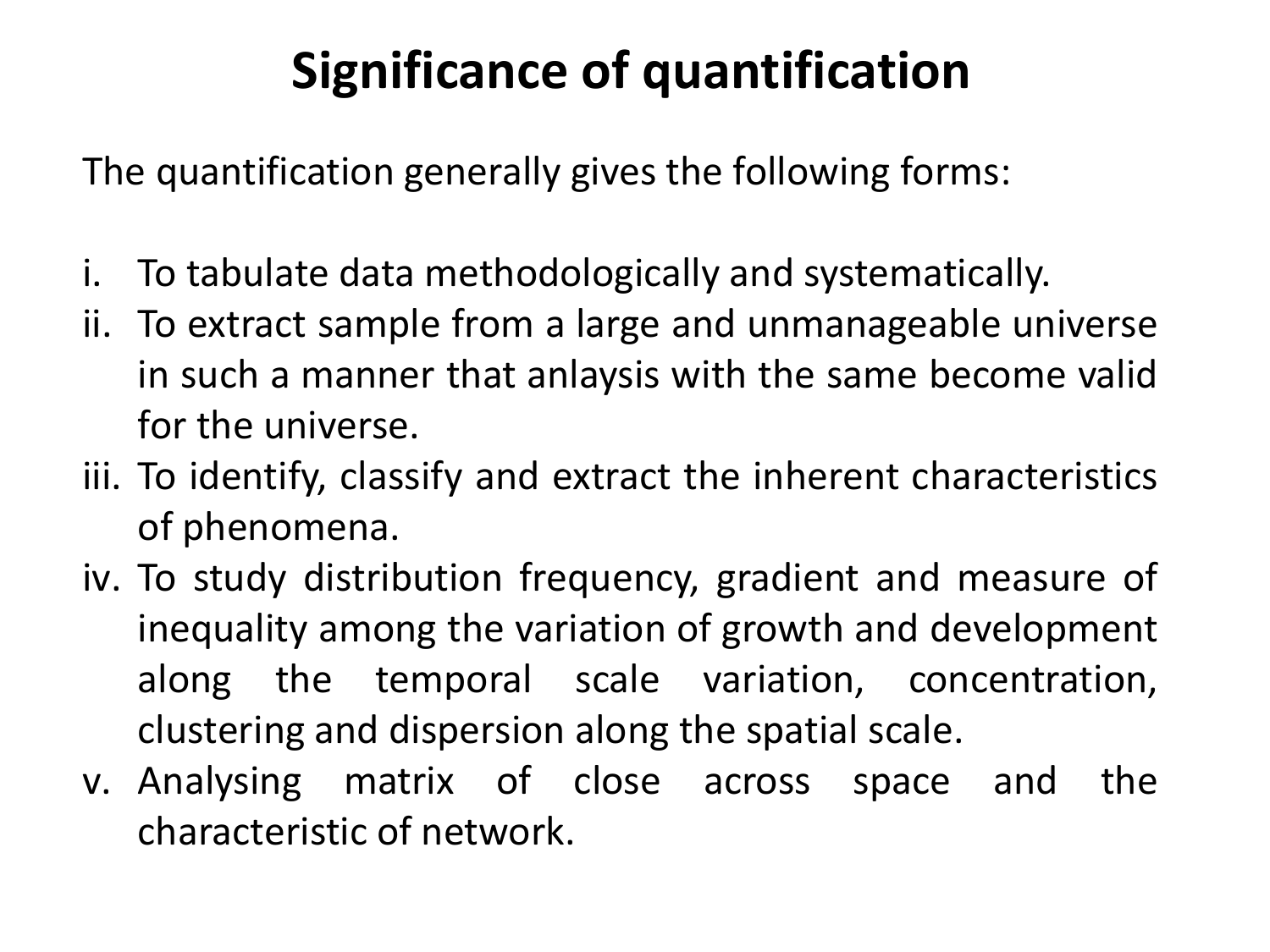# Significance of quantification

The quantification generally gives the following forms:

i. To tabulate data methodologically and systematically.
ii. To extract sample from a large and unmanageable universe in such a manner that anlaysis with the same become valid for the universe.
iii. To identify, classify and extract the inherent characteristics of phenomena.
iv. To study distribution frequency, gradient and measure of inequality among the variation of growth and development along the temporal scale variation, concentration, clustering and dispersion along the spatial scale.
v. Analysing matrix of close across space and the characteristic of network.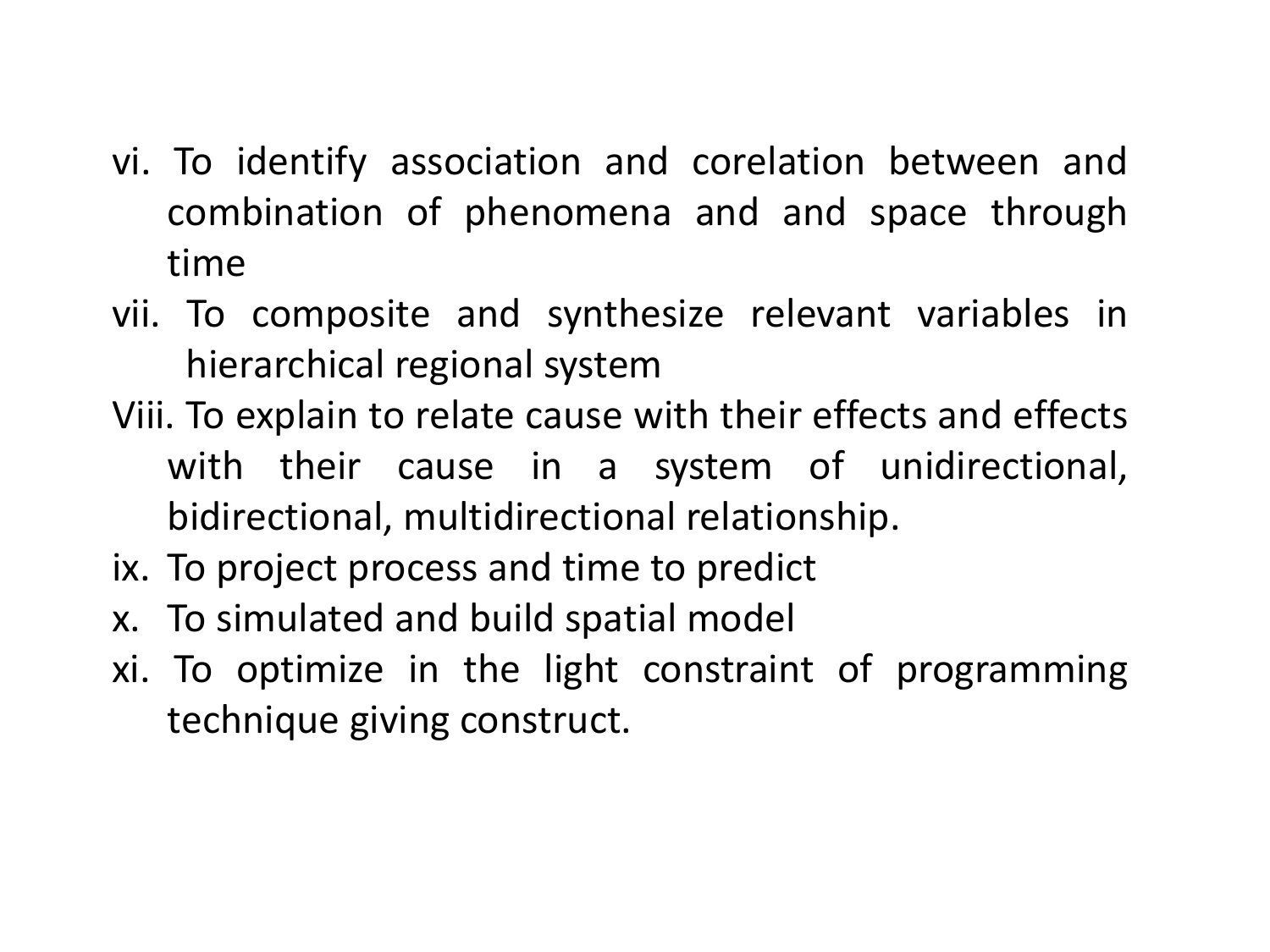vi. To identify association and corelation between and combination of phenomena and and space through time

vii. To composite and synthesize relevant variables in hierarchical regional system

Viii. To explain to relate cause with their effects and effects with their cause in a system of unidirectional, bidirectional, multidirectional relationship.

ix. To project process and time to predict

x. To simulated and build spatial model

xi. To optimize in the light constraint of programming technique giving construct.